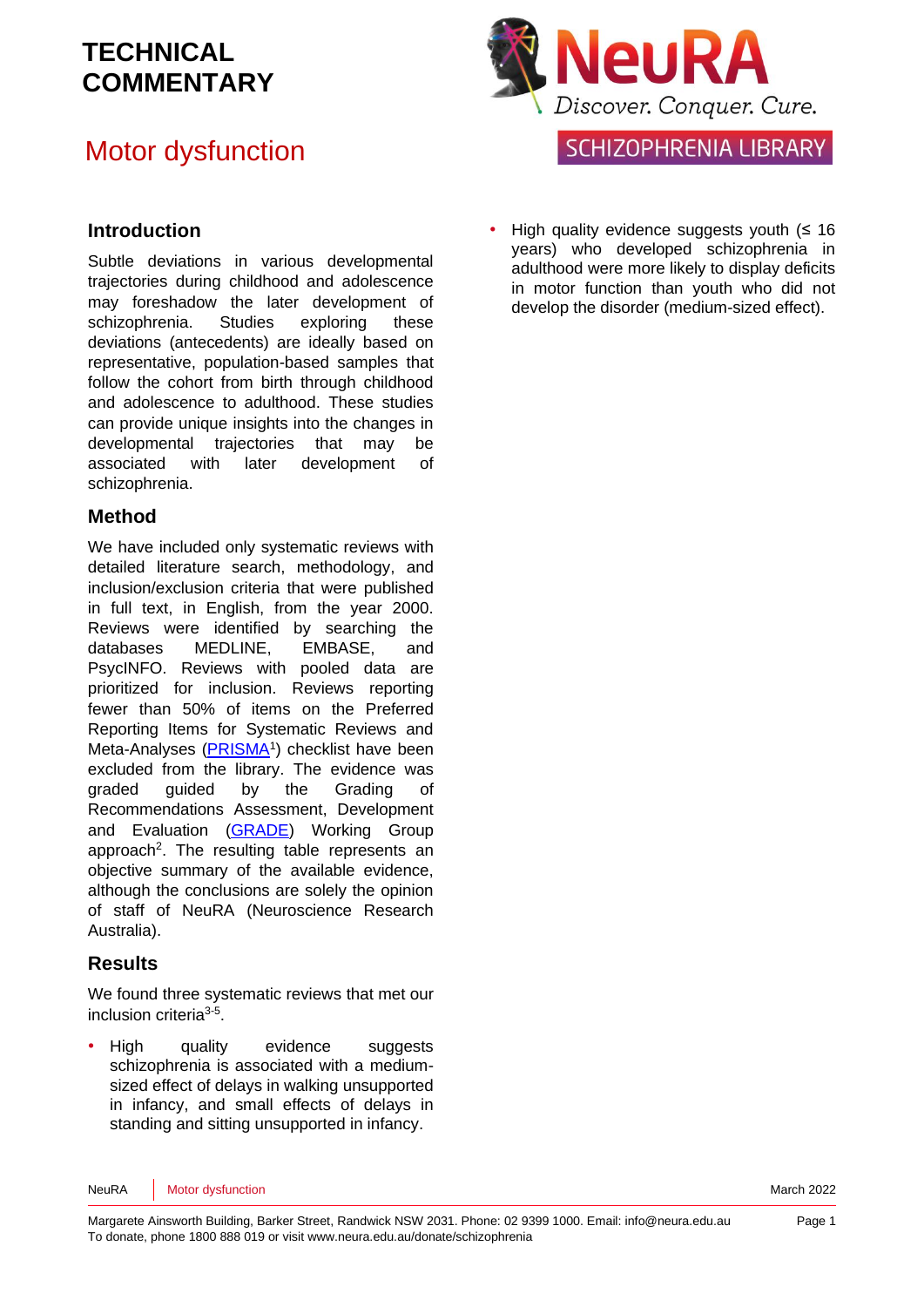# TECHNICAL COMMENTARY

## Motor dysfunction

NeuRA Discover. Conquer. Cure.

SCHIZOPHRENIA LIBRARY

### Introduction

Subtle deviations in various developmental trajectories during childhood and adolescence may foreshadow the later development of schizophrenia. Studies exploring these deviations (antecedents) are ideally based on representative, population-based samples that follow the cohort from birth through childhood and adolescence to adulthood. These studies can provide unique insights into the changes in developmental trajectories that may be associated with later development of schizophrenia.

### Method

We have included only systematic reviews with detailed literature search, methodology, and inclusion/exclusion criteria that were published in full text, in English, from the year 2000. Reviews were identified by searching the databases MEDLINE, EMBASE, and PsycINFO. Reviews with pooled data are prioritized for inclusion. Reviews reporting fewer than 50% of items on the Preferred Reporting Items for Systematic Reviews and Meta-Analyses (PRISMA[1]) checklist have been excluded from the library. The evidence was graded guided by the Grading of Recommendations Assessment, Development and Evaluation (GRADE) Working Group approach[2]. The resulting table represents an objective summary of the available evidence, although the conclusions are solely the opinion of staff of NeuRA (Neuroscience Research Australia).

### Results

We found three systematic reviews that met our inclusion criteria[3-5].

- High quality evidence suggests schizophrenia is associated with a medium-sized effect of delays in walking unsupported in infancy, and small effects of delays in standing and sitting unsupported in infancy.
- High quality evidence suggests youth (≤ 16 years) who developed schizophrenia in adulthood were more likely to display deficits in motor function than youth who did not develop the disorder (medium-sized effect).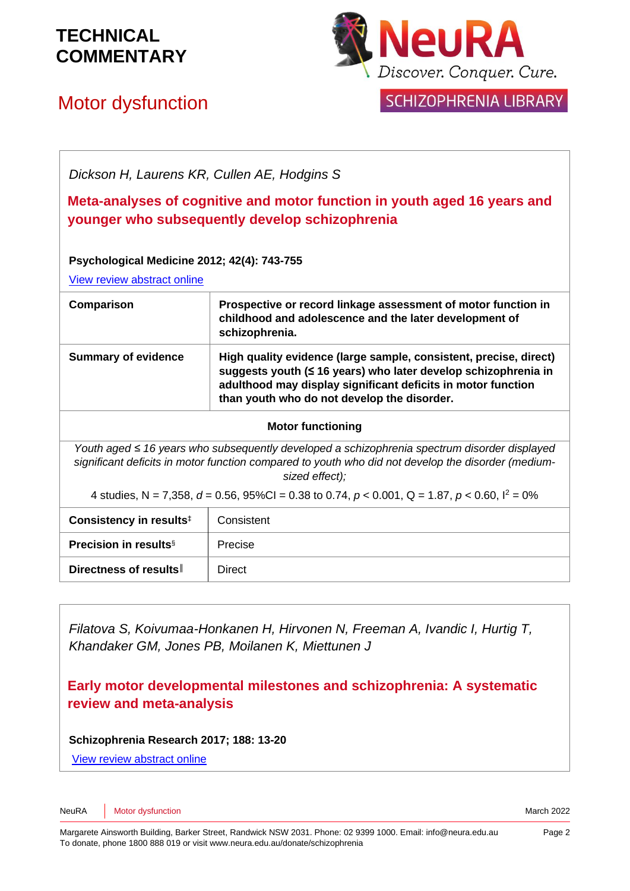# TECHNICAL COMMENTARY

## Motor dysfunction

*Dickson H, Laurens KR, Cullen AE, Hodgins S*

### Meta-analyses of cognitive and motor function in youth aged 16 years and younger who subsequently develop schizophrenia

**Psychological Medicine 2012; 42(4): 743-755**

View review abstract online

| | |
|---|---|
| **Comparison** | **Prospective or record linkage assessment of motor function in childhood and adolescence and the later development of schizophrenia.** |
| **Summary of evidence** | **High quality evidence (large sample, consistent, precise, direct) suggests youth (≤ 16 years) who later develop schizophrenia in adulthood may display significant deficits in motor function than youth who do not develop the disorder.** |

**Motor functioning**

*Youth aged ≤ 16 years who subsequently developed a schizophrenia spectrum disorder displayed significant deficits in motor function compared to youth who did not develop the disorder (medium-sized effect);*

4 studies, N = 7,358, $d$ = 0.56, 95%CI = 0.38 to 0.74, $p < 0.001$, Q = 1.87, $p < 0.60$, $I^2 = 0\%$

| | |
|---|---|
| **Consistency in results**‡ | Consistent |
| **Precision in results**§ | Precise |
| **Directness of results**‖ | Direct |

*Filatova S, Koivumaa-Honkanen H, Hirvonen N, Freeman A, Ivandic I, Hurtig T, Khandaker GM, Jones PB, Moilanen K, Miettunen J*

### Early motor developmental milestones and schizophrenia: A systematic review and meta-analysis

**Schizophrenia Research 2017; 188: 13-20**

View review abstract online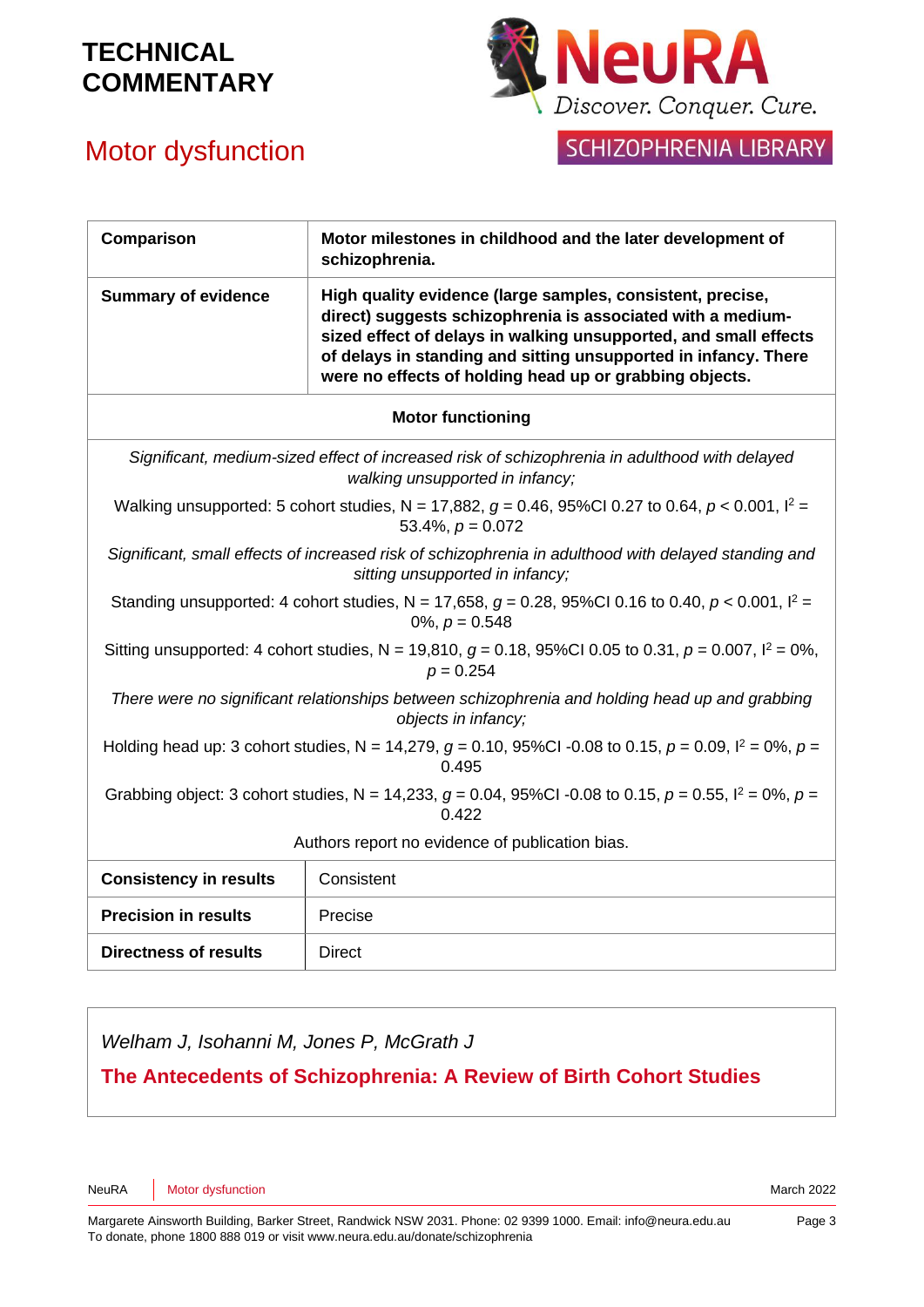# TECHNICAL COMMENTARY

## Motor dysfunction

| Comparison | Motor milestones in childhood and the later development of schizophrenia. |
|---|---|
| **Summary of evidence** | **High quality evidence (large samples, consistent, precise, direct) suggests schizophrenia is associated with a medium-sized effect of delays in walking unsupported, and small effects of delays in standing and sitting unsupported in infancy. There were no effects of holding head up or grabbing objects.** |
| **Motor functioning** | |
| *Significant, medium-sized effect of increased risk of schizophrenia in adulthood with delayed walking unsupported in infancy;* | |
| Walking unsupported: 5 cohort studies, N = 17,882, $g = 0.46$, 95%CI 0.27 to 0.64, $p < 0.001$, $I^2 = 53.4\%$, $p = 0.072$ | |
| *Significant, small effects of increased risk of schizophrenia in adulthood with delayed standing and sitting unsupported in infancy;* | |
| Standing unsupported: 4 cohort studies, N = 17,658, $g = 0.28$, 95%CI 0.16 to 0.40, $p < 0.001$, $I^2 = 0\%$, $p = 0.548$ | |
| Sitting unsupported: 4 cohort studies, N = 19,810, $g = 0.18$, 95%CI 0.05 to 0.31, $p = 0.007$, $I^2 = 0\%$, $p = 0.254$ | |
| *There were no significant relationships between schizophrenia and holding head up and grabbing objects in infancy;* | |
| Holding head up: 3 cohort studies, N = 14,279, $g = 0.10$, 95%CI -0.08 to 0.15, $p = 0.09$, $I^2 = 0\%$, $p = 0.495$ | |
| Grabbing object: 3 cohort studies, N = 14,233, $g = 0.04$, 95%CI -0.08 to 0.15, $p = 0.55$, $I^2 = 0\%$, $p = 0.422$ | |
| Authors report no evidence of publication bias. | |
| **Consistency in results** | Consistent |
| **Precision in results** | Precise |
| **Directness of results** | Direct |

*Welham J, Isohanni M, Jones P, McGrath J*

**The Antecedents of Schizophrenia: A Review of Birth Cohort Studies**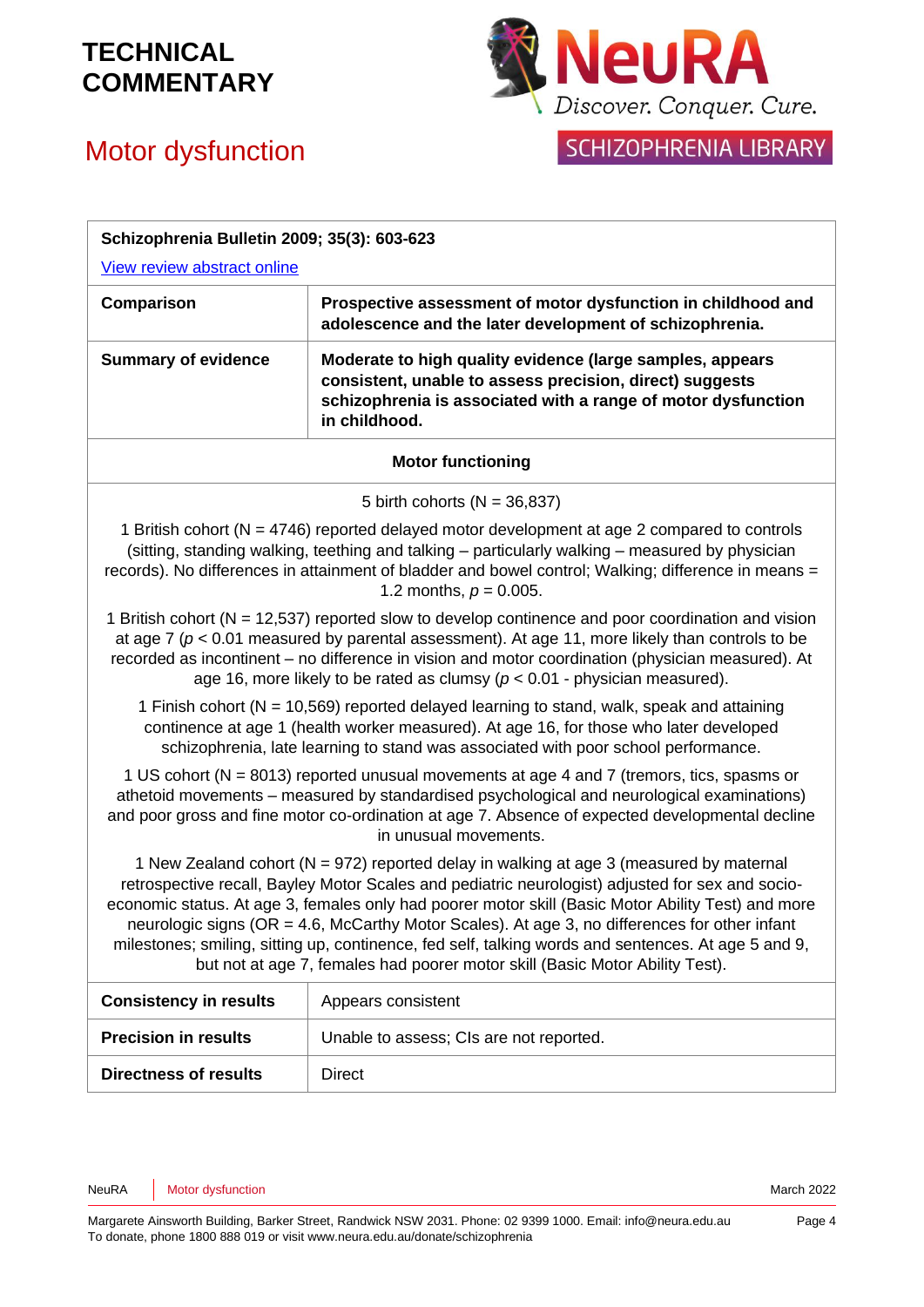| Schizophrenia Bulletin 2009; 35(3): 603-623 | |
|---|---|
| View review abstract online | |
| **Comparison** | **Prospective assessment of motor dysfunction in childhood and adolescence and the later development of schizophrenia.** |
| **Summary of evidence** | **Moderate to high quality evidence (large samples, appears consistent, unable to assess precision, direct) suggests schizophrenia is associated with a range of motor dysfunction in childhood.** |
| **Motor functioning** | |
| 5 birth cohorts (N = 36,837)<br><br>1 British cohort (N = 4746) reported delayed motor development at age 2 compared to controls (sitting, standing walking, teething and talking – particularly walking – measured by physician records). No differences in attainment of bladder and bowel control; Walking; difference in means = 1.2 months, $p = 0.005$.<br><br>1 British cohort (N = 12,537) reported slow to develop continence and poor coordination and vision at age 7 ($p < 0.01$ measured by parental assessment). At age 11, more likely than controls to be recorded as incontinent – no difference in vision and motor coordination (physician measured). At age 16, more likely to be rated as clumsy ($p < 0.01$ - physician measured).<br><br>1 Finish cohort (N = 10,569) reported delayed learning to stand, walk, speak and attaining continence at age 1 (health worker measured). At age 16, for those who later developed schizophrenia, late learning to stand was associated with poor school performance.<br><br>1 US cohort (N = 8013) reported unusual movements at age 4 and 7 (tremors, tics, spasms or athetoid movements – measured by standardised psychological and neurological examinations) and poor gross and fine motor co-ordination at age 7. Absence of expected developmental decline in unusual movements.<br><br>1 New Zealand cohort (N = 972) reported delay in walking at age 3 (measured by maternal retrospective recall, Bayley Motor Scales and pediatric neurologist) adjusted for sex and socio-economic status. At age 3, females only had poorer motor skill (Basic Motor Ability Test) and more neurologic signs (OR = 4.6, McCarthy Motor Scales). At age 3, no differences for other infant milestones; smiling, sitting up, continence, fed self, talking words and sentences. At age 5 and 9, but not at age 7, females had poorer motor skill (Basic Motor Ability Test). | |
| **Consistency in results** | Appears consistent |
| **Precision in results** | Unable to assess; CIs are not reported. |
| **Directness of results** | Direct |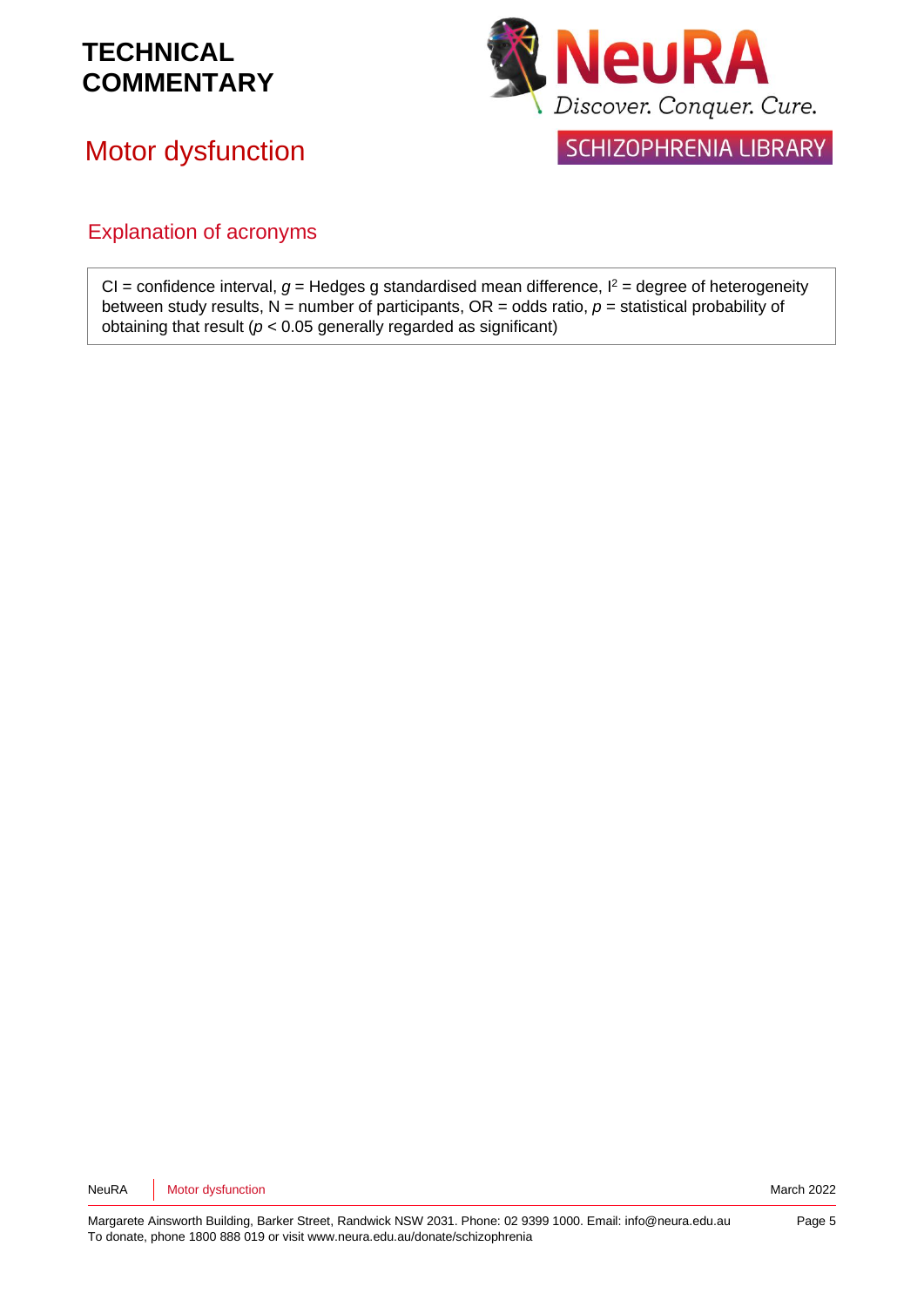# Explanation of acronyms

CI = confidence interval, *g* = Hedges g standardised mean difference, $I^2$ = degree of heterogeneity between study results, N = number of participants, OR = odds ratio, *p* = statistical probability of obtaining that result ($p < 0.05$ generally regarded as significant)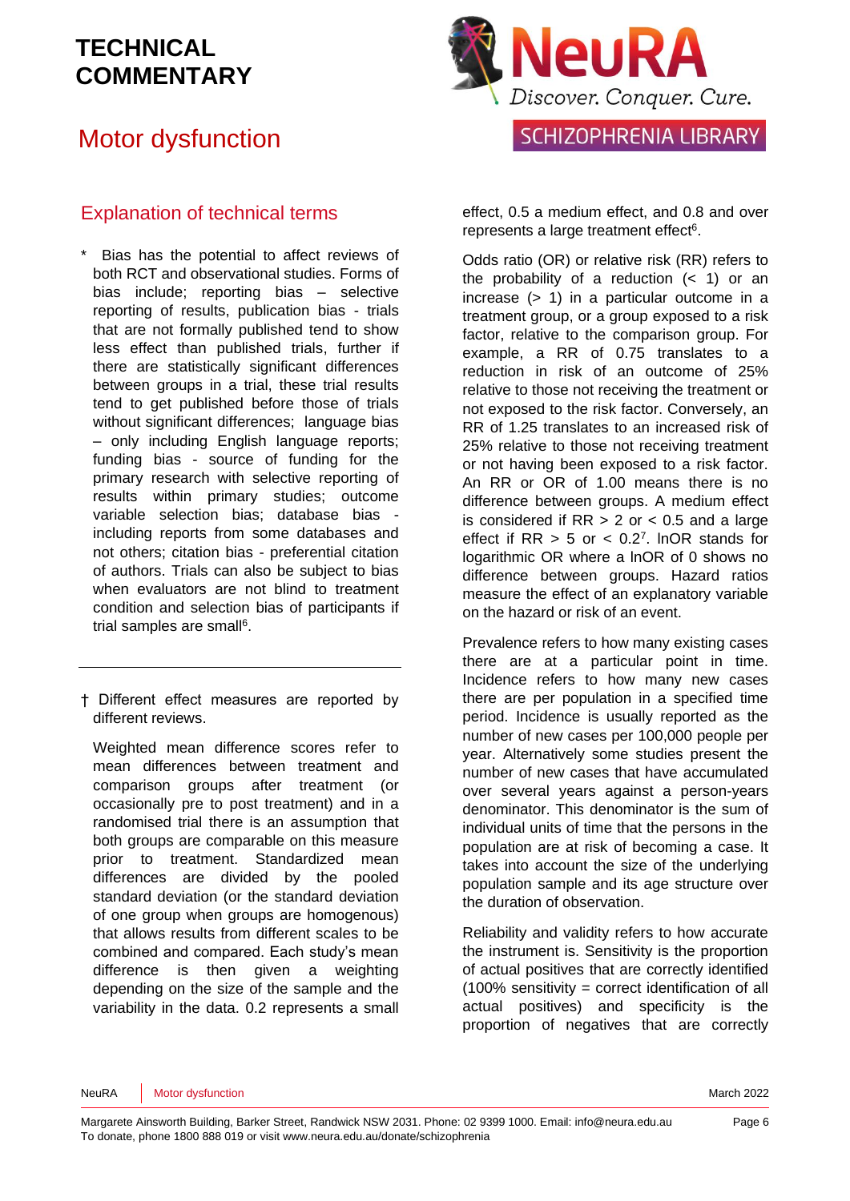# TECHNICAL COMMENTARY

# Motor dysfunction

## Explanation of technical terms

\* Bias has the potential to affect reviews of both RCT and observational studies. Forms of bias include; reporting bias – selective reporting of results, publication bias - trials that are not formally published tend to show less effect than published trials, further if there are statistically significant differences between groups in a trial, these trial results tend to get published before those of trials without significant differences; language bias – only including English language reports; funding bias - source of funding for the primary research with selective reporting of results within primary studies; outcome variable selection bias; database bias - including reports from some databases and not others; citation bias - preferential citation of authors. Trials can also be subject to bias when evaluators are not blind to treatment condition and selection bias of participants if trial samples are small[6].

---

† Different effect measures are reported by different reviews.

Weighted mean difference scores refer to mean differences between treatment and comparison groups after treatment (or occasionally pre to post treatment) and in a randomised trial there is an assumption that both groups are comparable on this measure prior to treatment. Standardized mean differences are divided by the pooled standard deviation (or the standard deviation of one group when groups are homogenous) that allows results from different scales to be combined and compared. Each study's mean difference is then given a weighting depending on the size of the sample and the variability in the data. 0.2 represents a small effect, 0.5 a medium effect, and 0.8 and over represents a large treatment effect[6].

Odds ratio (OR) or relative risk (RR) refers to the probability of a reduction (< 1) or an increase (> 1) in a particular outcome in a treatment group, or a group exposed to a risk factor, relative to the comparison group. For example, a RR of 0.75 translates to a reduction in risk of an outcome of 25% relative to those not receiving the treatment or not exposed to the risk factor. Conversely, an RR of 1.25 translates to an increased risk of 25% relative to those not receiving treatment or not having been exposed to a risk factor. An RR or OR of 1.00 means there is no difference between groups. A medium effect is considered if RR > 2 or < 0.5 and a large effect if RR > 5 or < 0.2[7]. lnOR stands for logarithmic OR where a lnOR of 0 shows no difference between groups. Hazard ratios measure the effect of an explanatory variable on the hazard or risk of an event.

Prevalence refers to how many existing cases there are at a particular point in time. Incidence refers to how many new cases there are per population in a specified time period. Incidence is usually reported as the number of new cases per 100,000 people per year. Alternatively some studies present the number of new cases that have accumulated over several years against a person-years denominator. This denominator is the sum of individual units of time that the persons in the population are at risk of becoming a case. It takes into account the size of the underlying population sample and its age structure over the duration of observation.

Reliability and validity refers to how accurate the instrument is. Sensitivity is the proportion of actual positives that are correctly identified (100% sensitivity = correct identification of all actual positives) and specificity is the proportion of negatives that are correctly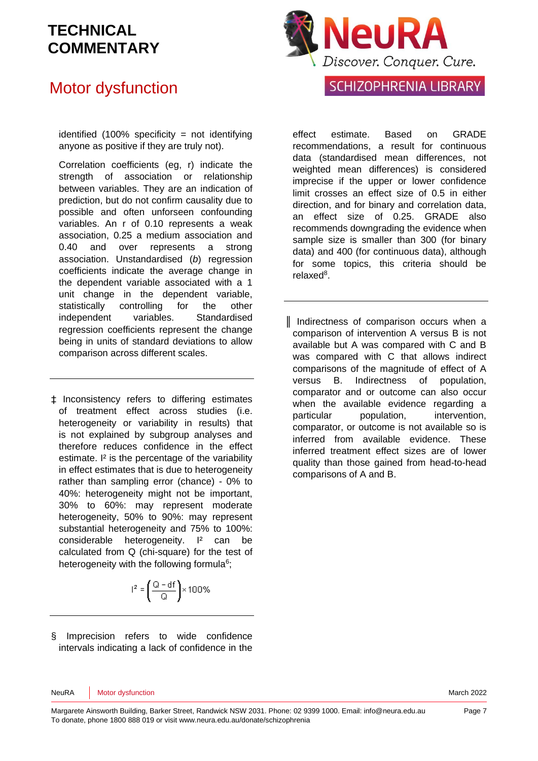identified (100% specificity = not identifying anyone as positive if they are truly not).

Correlation coefficients (eg, r) indicate the strength of association or relationship between variables. They are an indication of prediction, but do not confirm causality due to possible and often unforeseen confounding variables. An r of 0.10 represents a weak association, 0.25 a medium association and 0.40 and over represents a strong association. Unstandardised (*b*) regression coefficients indicate the average change in the dependent variable associated with a 1 unit change in the dependent variable, statistically controlling for the other independent variables. Standardised regression coefficients represent the change being in units of standard deviations to allow comparison across different scales.

---

‡ Inconsistency refers to differing estimates of treatment effect across studies (i.e. heterogeneity or variability in results) that is not explained by subgroup analyses and therefore reduces confidence in the effect estimate. $I^2$ is the percentage of the variability in effect estimates that is due to heterogeneity rather than sampling error (chance) - 0% to 40%: heterogeneity might not be important, 30% to 60%: may represent moderate heterogeneity, 50% to 90%: may represent substantial heterogeneity and 75% to 100%: considerable heterogeneity. $I^2$ can be calculated from Q (chi-square) for the test of heterogeneity with the following formula[6];

$$I^2 = \left(\frac{Q - df}{Q}\right) \times 100\%$$

---

§ Imprecision refers to wide confidence intervals indicating a lack of confidence in the effect estimate. Based on GRADE recommendations, a result for continuous data (standardised mean differences, not weighted mean differences) is considered imprecise if the upper or lower confidence limit crosses an effect size of 0.5 in either direction, and for binary and correlation data, an effect size of 0.25. GRADE also recommends downgrading the evidence when sample size is smaller than 300 (for binary data) and 400 (for continuous data), although for some topics, this criteria should be relaxed[8].

---

‖ Indirectness of comparison occurs when a comparison of intervention A versus B is not available but A was compared with C and B was compared with C that allows indirect comparisons of the magnitude of effect of A versus B. Indirectness of population, comparator and or outcome can also occur when the available evidence regarding a particular population, intervention, comparator, or outcome is not available so is inferred from available evidence. These inferred treatment effect sizes are of lower quality than those gained from head-to-head comparisons of A and B.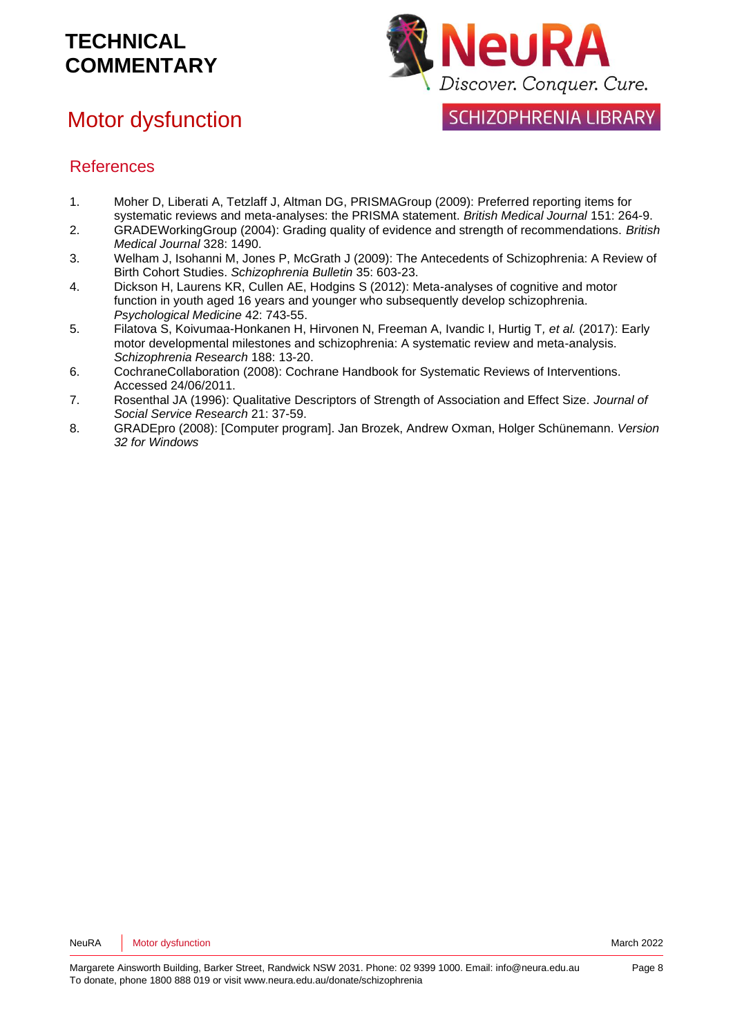# TECHNICAL COMMENTARY

## Motor dysfunction

### References

1. Moher D, Liberati A, Tetzlaff J, Altman DG, PRISMAGroup (2009): Preferred reporting items for systematic reviews and meta-analyses: the PRISMA statement. *British Medical Journal* 151: 264-9.
2. GRADEWorkingGroup (2004): Grading quality of evidence and strength of recommendations. *British Medical Journal* 328: 1490.
3. Welham J, Isohanni M, Jones P, McGrath J (2009): The Antecedents of Schizophrenia: A Review of Birth Cohort Studies. *Schizophrenia Bulletin* 35: 603-23.
4. Dickson H, Laurens KR, Cullen AE, Hodgins S (2012): Meta-analyses of cognitive and motor function in youth aged 16 years and younger who subsequently develop schizophrenia. *Psychological Medicine* 42: 743-55.
5. Filatova S, Koivumaa-Honkanen H, Hirvonen N, Freeman A, Ivandic I, Hurtig T*, et al.* (2017): Early motor developmental milestones and schizophrenia: A systematic review and meta-analysis. *Schizophrenia Research* 188: 13-20.
6. CochraneCollaboration (2008): Cochrane Handbook for Systematic Reviews of Interventions. Accessed 24/06/2011.
7. Rosenthal JA (1996): Qualitative Descriptors of Strength of Association and Effect Size. *Journal of Social Service Research* 21: 37-59.
8. GRADEpro (2008): [Computer program]. Jan Brozek, Andrew Oxman, Holger Schünemann. *Version 32 for Windows*